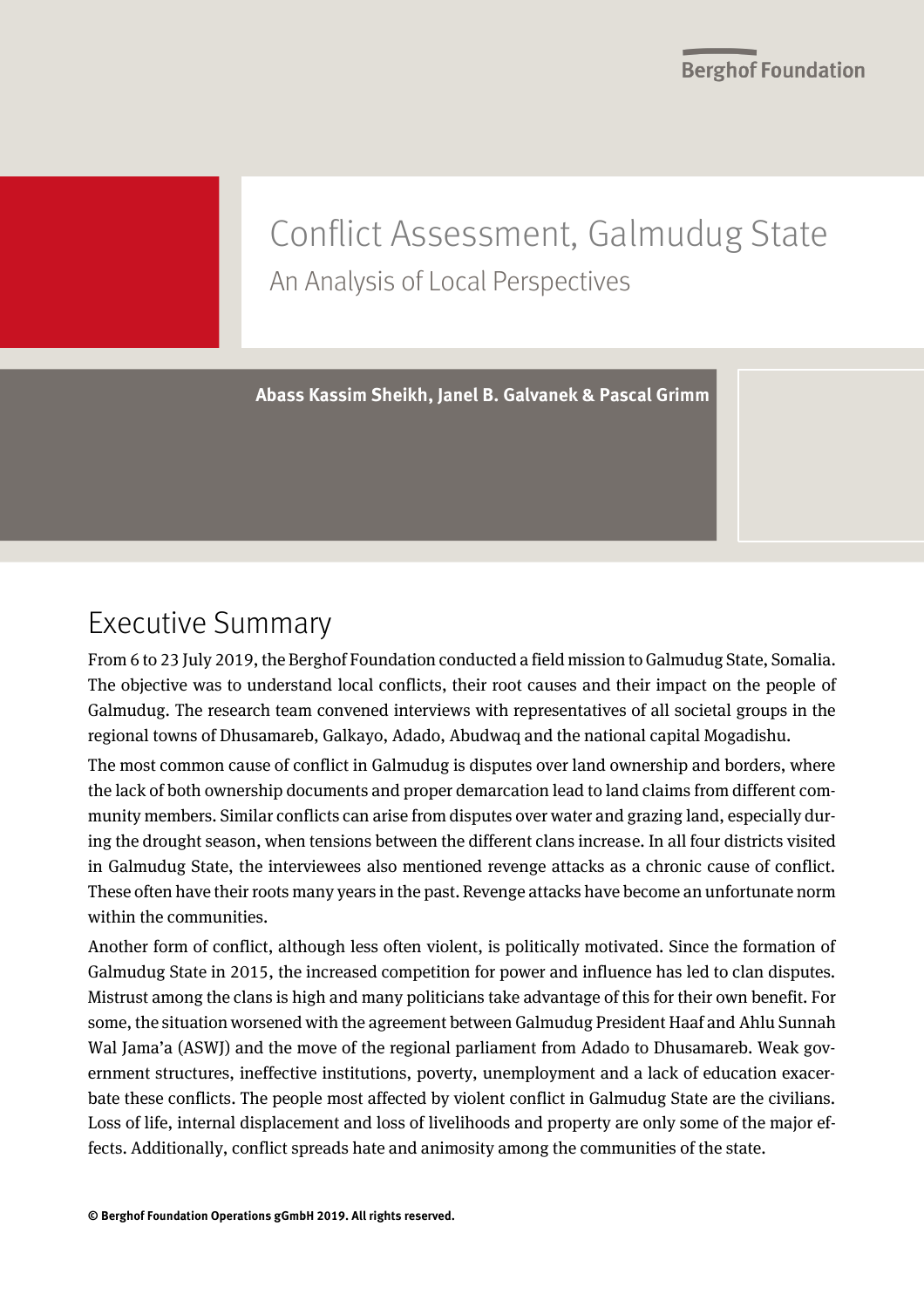Berghof Foundation

# Conflict Assessment, Galmudug State

## An Analysis of Local Perspectives

**Abass Kassim Sheikh, Janel B. Galvanek & Pascal Grimm**

## Executive Summary

From 6 to 23 July 2019, the Berghof Foundation conducted a field mission to Galmudug State, Somalia. The objective was to understand local conflicts, their root causes and their impact on the people of Galmudug. The research team convened interviews with representatives of all societal groups in the regional towns of Dhusamareb, Galkayo, Adado, Abudwaq and the national capital Mogadishu.

The most common cause of conflict in Galmudug is disputes over land ownership and borders, where the lack of both ownership documents and proper demarcation lead to land claims from different community members. Similar conflicts can arise from disputes over water and grazing land, especially during the drought season, when tensions between the different clans increase. In all four districts visited in Galmudug State, the interviewees also mentioned revenge attacks as a chronic cause of conflict. These often have their roots many years in the past. Revenge attacks have become an unfortunate norm within the communities.

Another form of conflict, although less often violent, is politically motivated. Since the formation of Galmudug State in 2015, the increased competition for power and influence has led to clan disputes. Mistrust among the clans is high and many politicians take advantage of this for their own benefit. For some, the situation worsened with the agreement between Galmudug President Haaf and Ahlu Sunnah Wal Jama'a (ASWJ) and the move of the regional parliament from Adado to Dhusamareb. Weak government structures, ineffective institutions, poverty, unemployment and a lack of education exacerbate these conflicts. The people most affected by violent conflict in Galmudug State are the civilians. Loss of life, internal displacement and loss of livelihoods and property are only some of the major effects. Additionally, conflict spreads hate and animosity among the communities of the state.

**© Berghof Foundation Operations gGmbH 2019. All rights reserved.**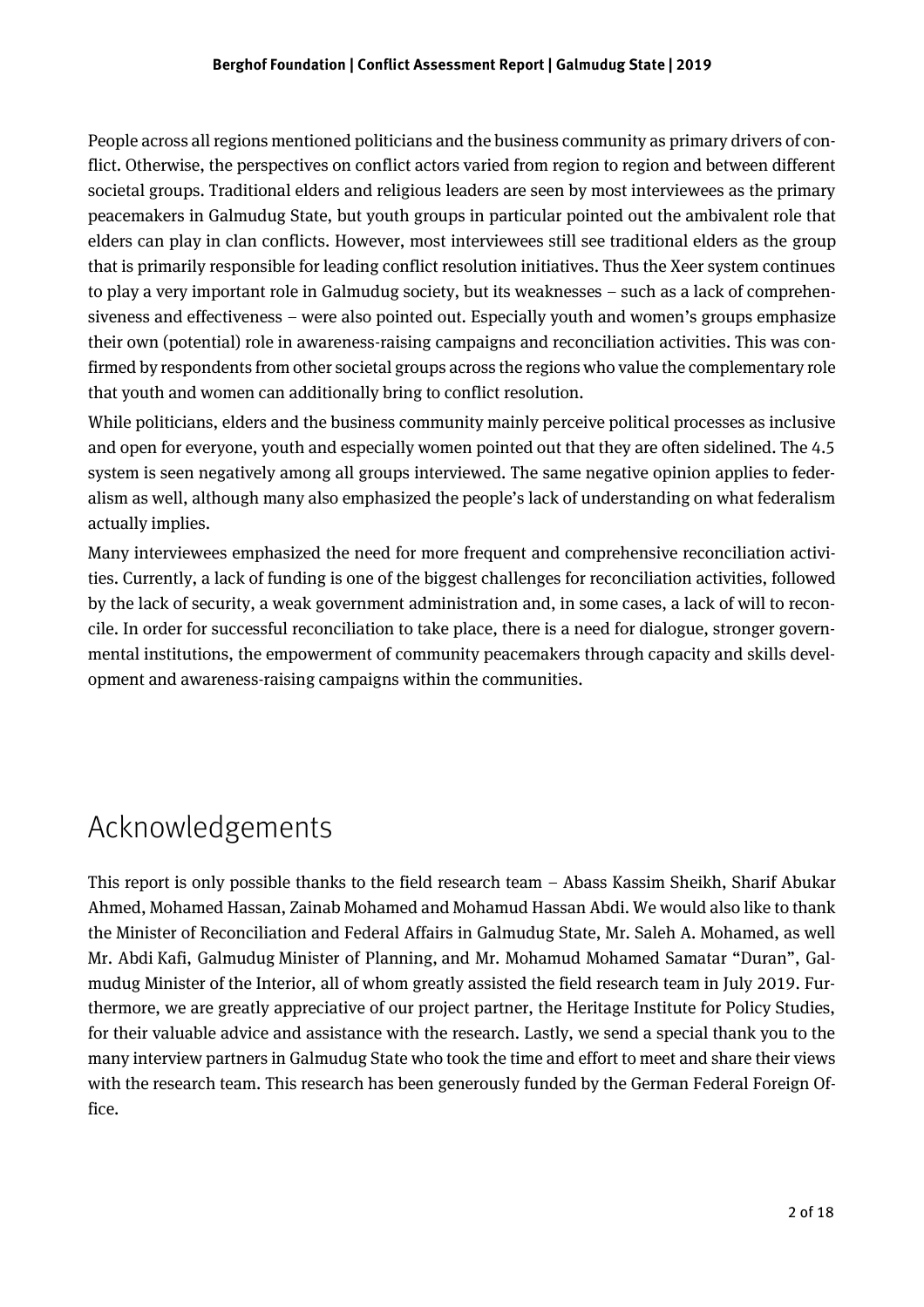People across all regions mentioned politicians and the business community as primary drivers of conflict. Otherwise, the perspectives on conflict actors varied from region to region and between different societal groups. Traditional elders and religious leaders are seen by most interviewees as the primary peacemakers in Galmudug State, but youth groups in particular pointed out the ambivalent role that elders can play in clan conflicts. However, most interviewees still see traditional elders as the group that is primarily responsible for leading conflict resolution initiatives. Thus the Xeer system continues to play a very important role in Galmudug society, but its weaknesses – such as a lack of comprehensiveness and effectiveness – were also pointed out. Especially youth and women's groups emphasize their own (potential) role in awareness-raising campaigns and reconciliation activities. This was confirmed by respondents from other societal groups across the regions who value the complementary role that youth and women can additionally bring to conflict resolution.

While politicians, elders and the business community mainly perceive political processes as inclusive and open for everyone, youth and especially women pointed out that they are often sidelined. The 4.5 system is seen negatively among all groups interviewed. The same negative opinion applies to federalism as well, although many also emphasized the people's lack of understanding on what federalism actually implies.

Many interviewees emphasized the need for more frequent and comprehensive reconciliation activities. Currently, a lack of funding is one of the biggest challenges for reconciliation activities, followed by the lack of security, a weak government administration and, in some cases, a lack of will to reconcile. In order for successful reconciliation to take place, there is a need for dialogue, stronger governmental institutions, the empowerment of community peacemakers through capacity and skills development and awareness-raising campaigns within the communities.

# Acknowledgements

This report is only possible thanks to the field research team – Abass Kassim Sheikh, Sharif Abukar Ahmed, Mohamed Hassan, Zainab Mohamed and Mohamud Hassan Abdi. We would also like to thank the Minister of Reconciliation and Federal Affairs in Galmudug State, Mr. Saleh A. Mohamed, as well Mr. Abdi Kafi, Galmudug Minister of Planning, and Mr. Mohamud Mohamed Samatar "Duran", Galmudug Minister of the Interior, all of whom greatly assisted the field research team in July 2019. Furthermore, we are greatly appreciative of our project partner, the Heritage Institute for Policy Studies, for their valuable advice and assistance with the research. Lastly, we send a special thank you to the many interview partners in Galmudug State who took the time and effort to meet and share their views with the research team. This research has been generously funded by the German Federal Foreign Office.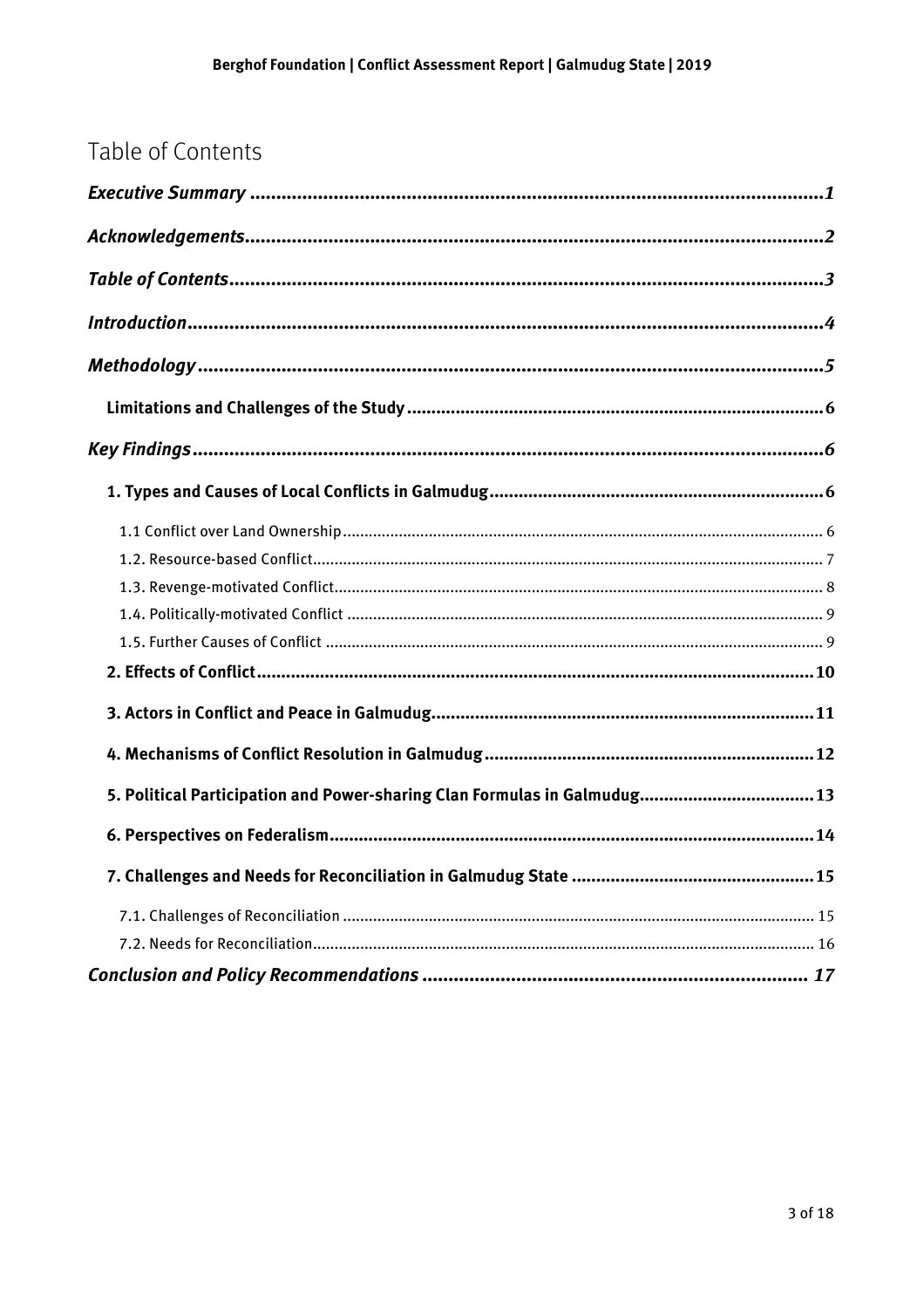# Table of Contents

*Executive Summary* .......... *1*

*Acknowledgements* .......... *2*

*Table of Contents* .......... *3*

*Introduction* .......... *4*

*Methodology* .......... *5*

**Limitations and Challenges of the Study** .......... **6**

*Key Findings* .......... *6*

**1. Types and Causes of Local Conflicts in Galmudug** .......... **6**

1.1 Conflict over Land Ownership .......... 6

1.2. Resource-based Conflict .......... 7

1.3. Revenge-motivated Conflict .......... 8

1.4. Politically-motivated Conflict .......... 9

1.5. Further Causes of Conflict .......... 9

**2. Effects of Conflict** .......... **10**

**3. Actors in Conflict and Peace in Galmudug** .......... **11**

**4. Mechanisms of Conflict Resolution in Galmudug** .......... **12**

**5. Political Participation and Power-sharing Clan Formulas in Galmudug** .......... **13**

**6. Perspectives on Federalism** .......... **14**

**7. Challenges and Needs for Reconciliation in Galmudug State** .......... **15**

7.1. Challenges of Reconciliation .......... 15

7.2. Needs for Reconciliation .......... 16

*Conclusion and Policy Recommendations* .......... *17*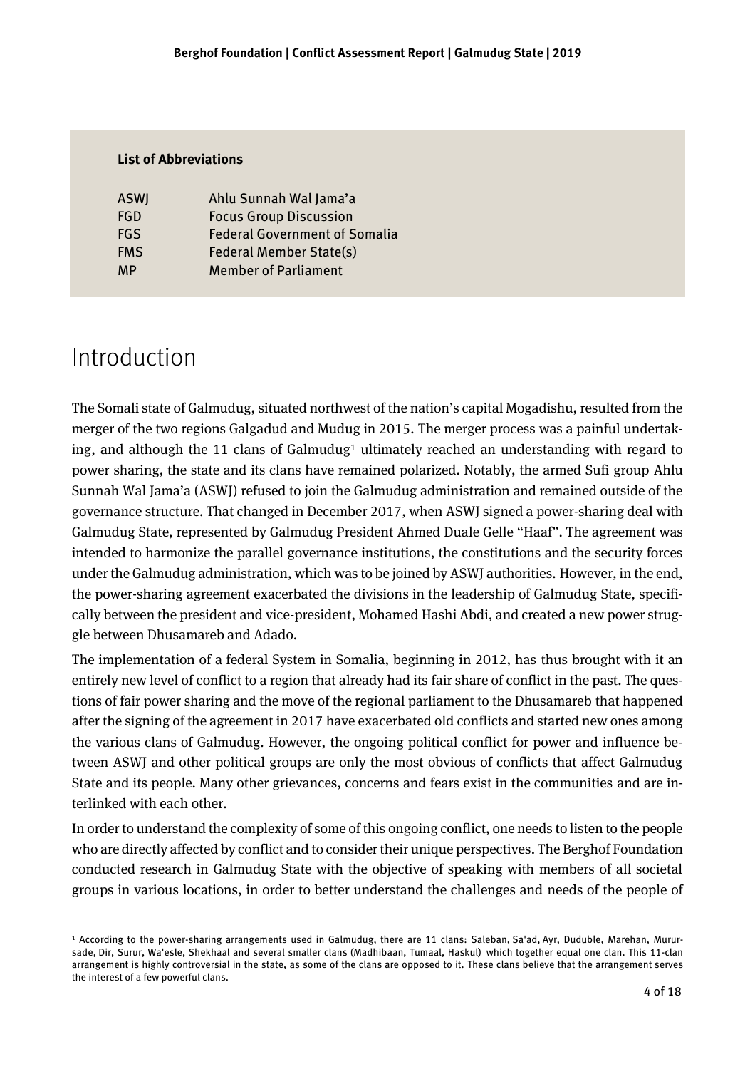**List of Abbreviations**

| | |
|---|---|
| ASWJ | Ahlu Sunnah Wal Jama'a |
| FGD | Focus Group Discussion |
| FGS | Federal Government of Somalia |
| FMS | Federal Member State(s) |
| MP | Member of Parliament |

# Introduction

The Somali state of Galmudug, situated northwest of the nation's capital Mogadishu, resulted from the merger of the two regions Galgadud and Mudug in 2015. The merger process was a painful undertaking, and although the 11 clans of Galmudug[1] ultimately reached an understanding with regard to power sharing, the state and its clans have remained polarized. Notably, the armed Sufi group Ahlu Sunnah Wal Jama'a (ASWJ) refused to join the Galmudug administration and remained outside of the governance structure. That changed in December 2017, when ASWJ signed a power-sharing deal with Galmudug State, represented by Galmudug President Ahmed Duale Gelle "Haaf". The agreement was intended to harmonize the parallel governance institutions, the constitutions and the security forces under the Galmudug administration, which was to be joined by ASWJ authorities. However, in the end, the power-sharing agreement exacerbated the divisions in the leadership of Galmudug State, specifically between the president and vice-president, Mohamed Hashi Abdi, and created a new power struggle between Dhusamareb and Adado.

The implementation of a federal System in Somalia, beginning in 2012, has thus brought with it an entirely new level of conflict to a region that already had its fair share of conflict in the past. The questions of fair power sharing and the move of the regional parliament to the Dhusamareb that happened after the signing of the agreement in 2017 have exacerbated old conflicts and started new ones among the various clans of Galmudug. However, the ongoing political conflict for power and influence between ASWJ and other political groups are only the most obvious of conflicts that affect Galmudug State and its people. Many other grievances, concerns and fears exist in the communities and are interlinked with each other.

In order to understand the complexity of some of this ongoing conflict, one needs to listen to the people who are directly affected by conflict and to consider their unique perspectives. The Berghof Foundation conducted research in Galmudug State with the objective of speaking with members of all societal groups in various locations, in order to better understand the challenges and needs of the people of

---

[1] According to the power-sharing arrangements used in Galmudug, there are 11 clans: Saleban, Sa'ad, Ayr, Duduble, Marehan, Murursade, Dir, Surur, Wa'esle, Shekhaal and several smaller clans (Madhibaan, Tumaal, Haskul) which together equal one clan. This 11-clan arrangement is highly controversial in the state, as some of the clans are opposed to it. These clans believe that the arrangement serves the interest of a few powerful clans.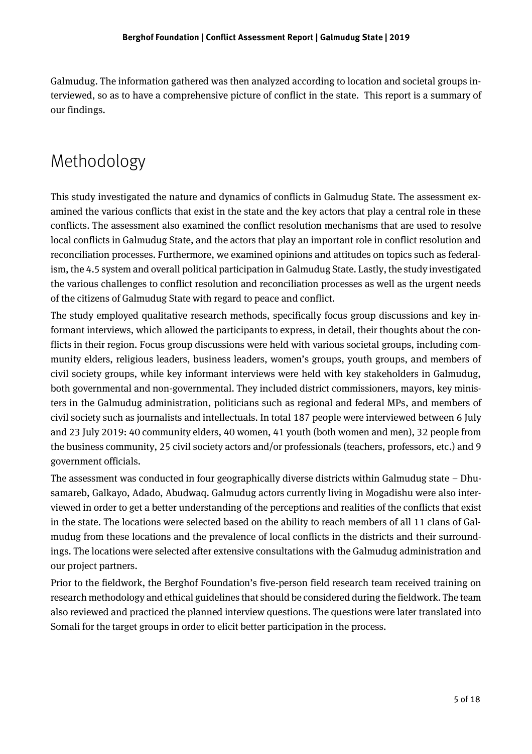Galmudug. The information gathered was then analyzed according to location and societal groups interviewed, so as to have a comprehensive picture of conflict in the state. This report is a summary of our findings.

# Methodology

This study investigated the nature and dynamics of conflicts in Galmudug State. The assessment examined the various conflicts that exist in the state and the key actors that play a central role in these conflicts. The assessment also examined the conflict resolution mechanisms that are used to resolve local conflicts in Galmudug State, and the actors that play an important role in conflict resolution and reconciliation processes. Furthermore, we examined opinions and attitudes on topics such as federalism, the 4.5 system and overall political participation in Galmudug State. Lastly, the study investigated the various challenges to conflict resolution and reconciliation processes as well as the urgent needs of the citizens of Galmudug State with regard to peace and conflict.

The study employed qualitative research methods, specifically focus group discussions and key informant interviews, which allowed the participants to express, in detail, their thoughts about the conflicts in their region. Focus group discussions were held with various societal groups, including community elders, religious leaders, business leaders, women's groups, youth groups, and members of civil society groups, while key informant interviews were held with key stakeholders in Galmudug, both governmental and non-governmental. They included district commissioners, mayors, key ministers in the Galmudug administration, politicians such as regional and federal MPs, and members of civil society such as journalists and intellectuals. In total 187 people were interviewed between 6 July and 23 July 2019: 40 community elders, 40 women, 41 youth (both women and men), 32 people from the business community, 25 civil society actors and/or professionals (teachers, professors, etc.) and 9 government officials.

The assessment was conducted in four geographically diverse districts within Galmudug state – Dhusamareb, Galkayo, Adado, Abudwaq. Galmudug actors currently living in Mogadishu were also interviewed in order to get a better understanding of the perceptions and realities of the conflicts that exist in the state. The locations were selected based on the ability to reach members of all 11 clans of Galmudug from these locations and the prevalence of local conflicts in the districts and their surroundings. The locations were selected after extensive consultations with the Galmudug administration and our project partners.

Prior to the fieldwork, the Berghof Foundation's five-person field research team received training on research methodology and ethical guidelines that should be considered during the fieldwork. The team also reviewed and practiced the planned interview questions. The questions were later translated into Somali for the target groups in order to elicit better participation in the process.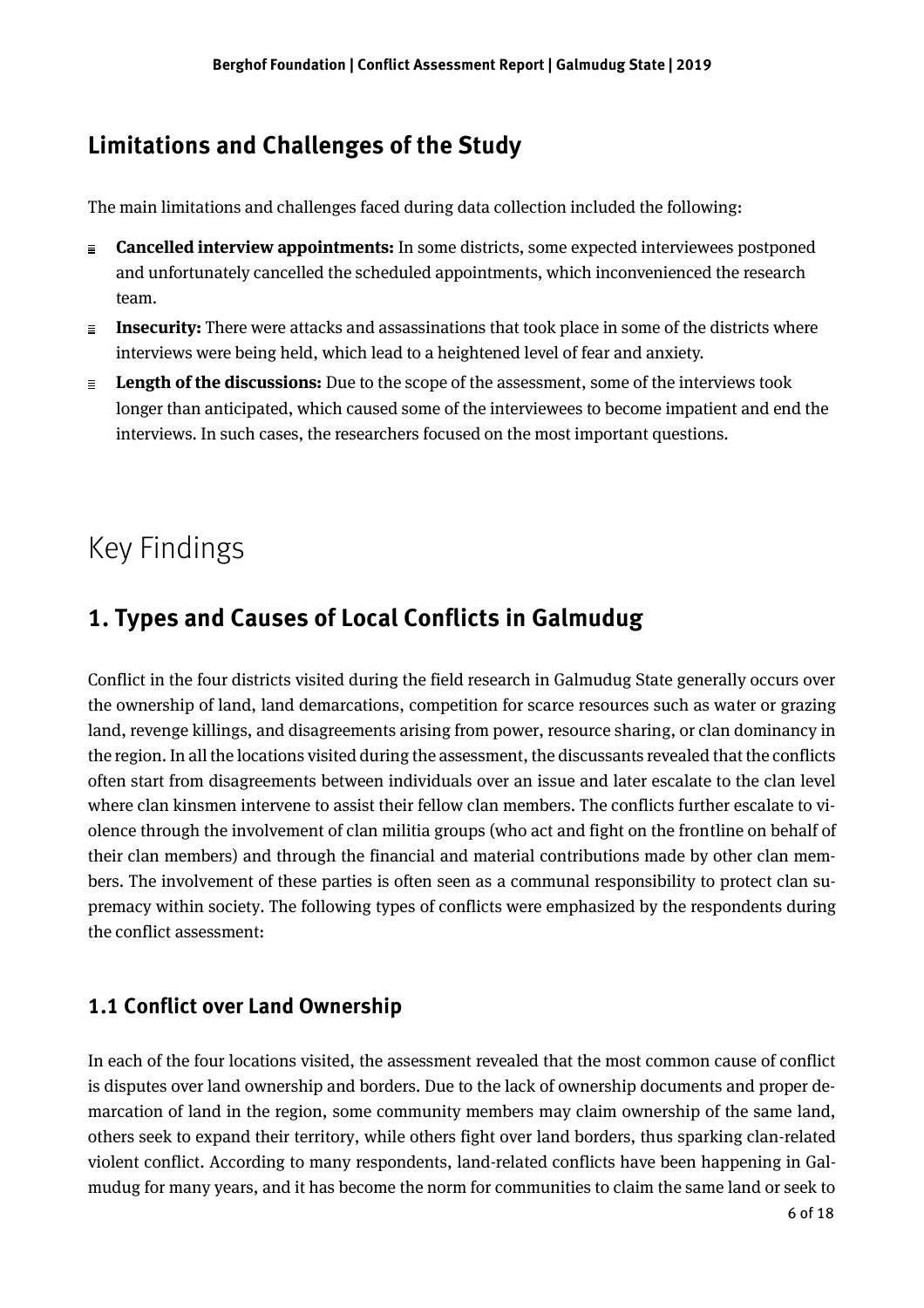## Limitations and Challenges of the Study

The main limitations and challenges faced during data collection included the following:

- **Cancelled interview appointments:** In some districts, some expected interviewees postponed and unfortunately cancelled the scheduled appointments, which inconvenienced the research team.
- **Insecurity:** There were attacks and assassinations that took place in some of the districts where interviews were being held, which lead to a heightened level of fear and anxiety.
- **Length of the discussions:** Due to the scope of the assessment, some of the interviews took longer than anticipated, which caused some of the interviewees to become impatient and end the interviews. In such cases, the researchers focused on the most important questions.

# Key Findings

## 1. Types and Causes of Local Conflicts in Galmudug

Conflict in the four districts visited during the field research in Galmudug State generally occurs over the ownership of land, land demarcations, competition for scarce resources such as water or grazing land, revenge killings, and disagreements arising from power, resource sharing, or clan dominancy in the region. In all the locations visited during the assessment, the discussants revealed that the conflicts often start from disagreements between individuals over an issue and later escalate to the clan level where clan kinsmen intervene to assist their fellow clan members. The conflicts further escalate to violence through the involvement of clan militia groups (who act and fight on the frontline on behalf of their clan members) and through the financial and material contributions made by other clan members. The involvement of these parties is often seen as a communal responsibility to protect clan supremacy within society. The following types of conflicts were emphasized by the respondents during the conflict assessment:

### 1.1 Conflict over Land Ownership

In each of the four locations visited, the assessment revealed that the most common cause of conflict is disputes over land ownership and borders. Due to the lack of ownership documents and proper demarcation of land in the region, some community members may claim ownership of the same land, others seek to expand their territory, while others fight over land borders, thus sparking clan-related violent conflict. According to many respondents, land-related conflicts have been happening in Galmudug for many years, and it has become the norm for communities to claim the same land or seek to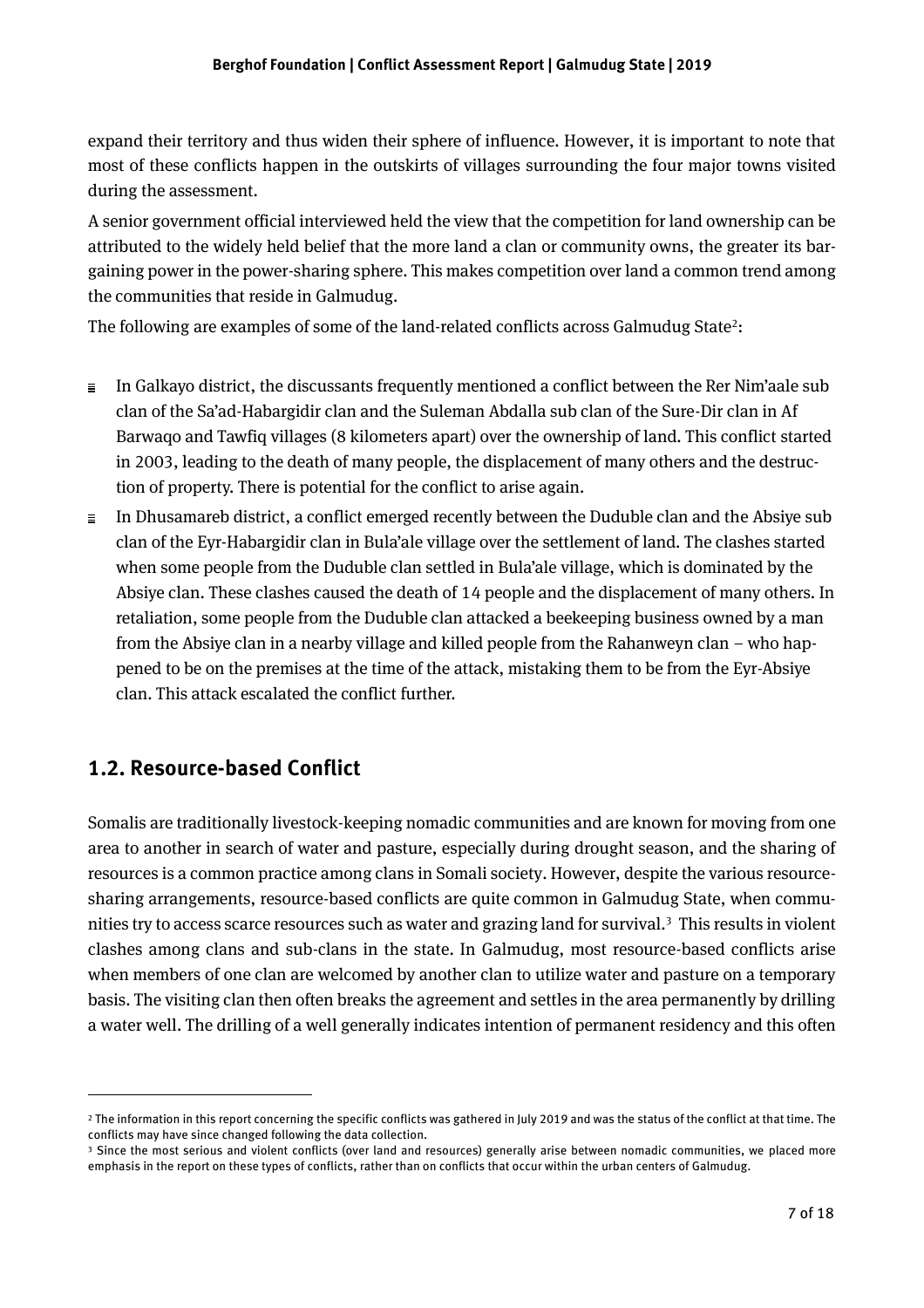expand their territory and thus widen their sphere of influence. However, it is important to note that most of these conflicts happen in the outskirts of villages surrounding the four major towns visited during the assessment.

A senior government official interviewed held the view that the competition for land ownership can be attributed to the widely held belief that the more land a clan or community owns, the greater its bargaining power in the power-sharing sphere. This makes competition over land a common trend among the communities that reside in Galmudug.

The following are examples of some of the land-related conflicts across Galmudug State[2]:

- In Galkayo district, the discussants frequently mentioned a conflict between the Rer Nim'aale sub clan of the Sa'ad-Habargidir clan and the Suleman Abdalla sub clan of the Sure-Dir clan in Af Barwaqo and Tawfiq villages (8 kilometers apart) over the ownership of land. This conflict started in 2003, leading to the death of many people, the displacement of many others and the destruction of property. There is potential for the conflict to arise again.
- In Dhusamareb district, a conflict emerged recently between the Duduble clan and the Absiye sub clan of the Eyr-Habargidir clan in Bula'ale village over the settlement of land. The clashes started when some people from the Duduble clan settled in Bula'ale village, which is dominated by the Absiye clan. These clashes caused the death of 14 people and the displacement of many others. In retaliation, some people from the Duduble clan attacked a beekeeping business owned by a man from the Absiye clan in a nearby village and killed people from the Rahanweyn clan – who happened to be on the premises at the time of the attack, mistaking them to be from the Eyr-Absiye clan. This attack escalated the conflict further.

## 1.2. Resource-based Conflict

Somalis are traditionally livestock-keeping nomadic communities and are known for moving from one area to another in search of water and pasture, especially during drought season, and the sharing of resources is a common practice among clans in Somali society. However, despite the various resource-sharing arrangements, resource-based conflicts are quite common in Galmudug State, when communities try to access scarce resources such as water and grazing land for survival.[3] This results in violent clashes among clans and sub-clans in the state. In Galmudug, most resource-based conflicts arise when members of one clan are welcomed by another clan to utilize water and pasture on a temporary basis. The visiting clan then often breaks the agreement and settles in the area permanently by drilling a water well. The drilling of a well generally indicates intention of permanent residency and this often

---

[2] The information in this report concerning the specific conflicts was gathered in July 2019 and was the status of the conflict at that time. The conflicts may have since changed following the data collection.

[3] Since the most serious and violent conflicts (over land and resources) generally arise between nomadic communities, we placed more emphasis in the report on these types of conflicts, rather than on conflicts that occur within the urban centers of Galmudug.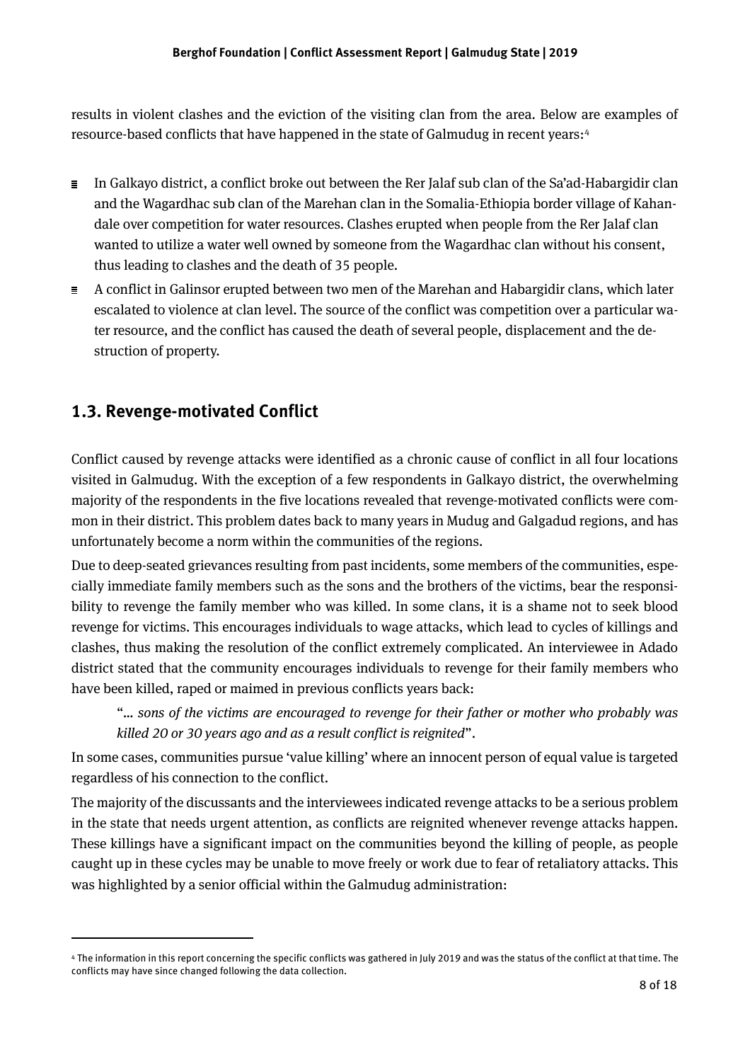results in violent clashes and the eviction of the visiting clan from the area. Below are examples of resource-based conflicts that have happened in the state of Galmudug in recent years:[4]

- In Galkayo district, a conflict broke out between the Rer Jalaf sub clan of the Sa'ad-Habargidir clan and the Wagardhac sub clan of the Marehan clan in the Somalia-Ethiopia border village of Kahandale over competition for water resources. Clashes erupted when people from the Rer Jalaf clan wanted to utilize a water well owned by someone from the Wagardhac clan without his consent, thus leading to clashes and the death of 35 people.
- A conflict in Galinsor erupted between two men of the Marehan and Habargidir clans, which later escalated to violence at clan level. The source of the conflict was competition over a particular water resource, and the conflict has caused the death of several people, displacement and the destruction of property.

## 1.3. Revenge-motivated Conflict

Conflict caused by revenge attacks were identified as a chronic cause of conflict in all four locations visited in Galmudug. With the exception of a few respondents in Galkayo district, the overwhelming majority of the respondents in the five locations revealed that revenge-motivated conflicts were common in their district. This problem dates back to many years in Mudug and Galgadud regions, and has unfortunately become a norm within the communities of the regions.

Due to deep-seated grievances resulting from past incidents, some members of the communities, especially immediate family members such as the sons and the brothers of the victims, bear the responsibility to revenge the family member who was killed. In some clans, it is a shame not to seek blood revenge for victims. This encourages individuals to wage attacks, which lead to cycles of killings and clashes, thus making the resolution of the conflict extremely complicated. An interviewee in Adado district stated that the community encourages individuals to revenge for their family members who have been killed, raped or maimed in previous conflicts years back:

> "*… sons of the victims are encouraged to revenge for their father or mother who probably was killed 20 or 30 years ago and as a result conflict is reignited*".

In some cases, communities pursue 'value killing' where an innocent person of equal value is targeted regardless of his connection to the conflict.

The majority of the discussants and the interviewees indicated revenge attacks to be a serious problem in the state that needs urgent attention, as conflicts are reignited whenever revenge attacks happen. These killings have a significant impact on the communities beyond the killing of people, as people caught up in these cycles may be unable to move freely or work due to fear of retaliatory attacks. This was highlighted by a senior official within the Galmudug administration:

---

[4] The information in this report concerning the specific conflicts was gathered in July 2019 and was the status of the conflict at that time. The conflicts may have since changed following the data collection.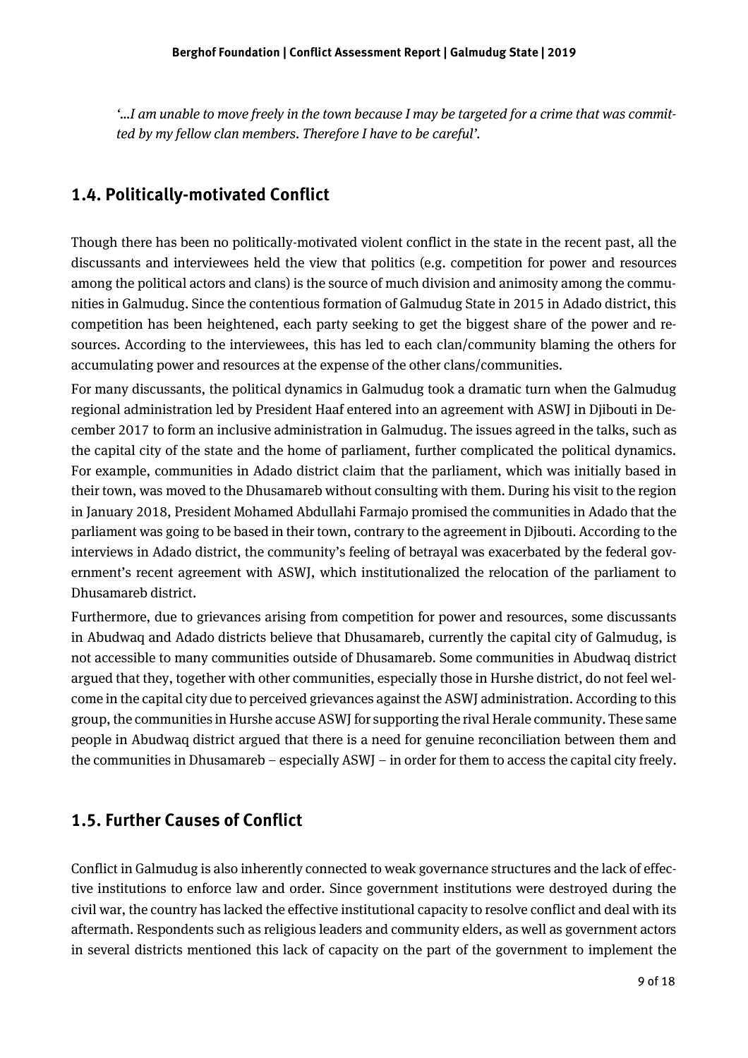*'...I am unable to move freely in the town because I may be targeted for a crime that was committed by my fellow clan members. Therefore I have to be careful'.*

## 1.4. Politically-motivated Conflict

Though there has been no politically-motivated violent conflict in the state in the recent past, all the discussants and interviewees held the view that politics (e.g. competition for power and resources among the political actors and clans) is the source of much division and animosity among the communities in Galmudug. Since the contentious formation of Galmudug State in 2015 in Adado district, this competition has been heightened, each party seeking to get the biggest share of the power and resources. According to the interviewees, this has led to each clan/community blaming the others for accumulating power and resources at the expense of the other clans/communities.

For many discussants, the political dynamics in Galmudug took a dramatic turn when the Galmudug regional administration led by President Haaf entered into an agreement with ASWJ in Djibouti in December 2017 to form an inclusive administration in Galmudug. The issues agreed in the talks, such as the capital city of the state and the home of parliament, further complicated the political dynamics. For example, communities in Adado district claim that the parliament, which was initially based in their town, was moved to the Dhusamareb without consulting with them. During his visit to the region in January 2018, President Mohamed Abdullahi Farmajo promised the communities in Adado that the parliament was going to be based in their town, contrary to the agreement in Djibouti. According to the interviews in Adado district, the community's feeling of betrayal was exacerbated by the federal government's recent agreement with ASWJ, which institutionalized the relocation of the parliament to Dhusamareb district.

Furthermore, due to grievances arising from competition for power and resources, some discussants in Abudwaq and Adado districts believe that Dhusamareb, currently the capital city of Galmudug, is not accessible to many communities outside of Dhusamareb. Some communities in Abudwaq district argued that they, together with other communities, especially those in Hurshe district, do not feel welcome in the capital city due to perceived grievances against the ASWJ administration. According to this group, the communities in Hurshe accuse ASWJ for supporting the rival Herale community. These same people in Abudwaq district argued that there is a need for genuine reconciliation between them and the communities in Dhusamareb – especially ASWJ – in order for them to access the capital city freely.

## 1.5. Further Causes of Conflict

Conflict in Galmudug is also inherently connected to weak governance structures and the lack of effective institutions to enforce law and order. Since government institutions were destroyed during the civil war, the country has lacked the effective institutional capacity to resolve conflict and deal with its aftermath. Respondents such as religious leaders and community elders, as well as government actors in several districts mentioned this lack of capacity on the part of the government to implement the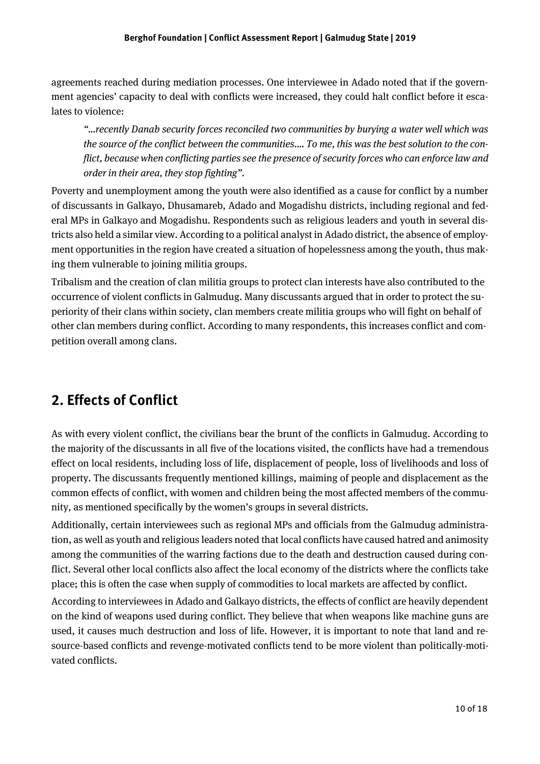agreements reached during mediation processes. One interviewee in Adado noted that if the government agencies' capacity to deal with conflicts were increased, they could halt conflict before it escalates to violence:

> *"...recently Danab security forces reconciled two communities by burying a water well which was the source of the conflict between the communities.... To me, this was the best solution to the conflict, because when conflicting parties see the presence of security forces who can enforce law and order in their area, they stop fighting".*

Poverty and unemployment among the youth were also identified as a cause for conflict by a number of discussants in Galkayo, Dhusamareb, Adado and Mogadishu districts, including regional and federal MPs in Galkayo and Mogadishu. Respondents such as religious leaders and youth in several districts also held a similar view. According to a political analyst in Adado district, the absence of employment opportunities in the region have created a situation of hopelessness among the youth, thus making them vulnerable to joining militia groups.

Tribalism and the creation of clan militia groups to protect clan interests have also contributed to the occurrence of violent conflicts in Galmudug. Many discussants argued that in order to protect the superiority of their clans within society, clan members create militia groups who will fight on behalf of other clan members during conflict. According to many respondents, this increases conflict and competition overall among clans.

## 2. Effects of Conflict

As with every violent conflict, the civilians bear the brunt of the conflicts in Galmudug. According to the majority of the discussants in all five of the locations visited, the conflicts have had a tremendous effect on local residents, including loss of life, displacement of people, loss of livelihoods and loss of property. The discussants frequently mentioned killings, maiming of people and displacement as the common effects of conflict, with women and children being the most affected members of the community, as mentioned specifically by the women's groups in several districts.

Additionally, certain interviewees such as regional MPs and officials from the Galmudug administration, as well as youth and religious leaders noted that local conflicts have caused hatred and animosity among the communities of the warring factions due to the death and destruction caused during conflict. Several other local conflicts also affect the local economy of the districts where the conflicts take place; this is often the case when supply of commodities to local markets are affected by conflict.

According to interviewees in Adado and Galkayo districts, the effects of conflict are heavily dependent on the kind of weapons used during conflict. They believe that when weapons like machine guns are used, it causes much destruction and loss of life. However, it is important to note that land and resource-based conflicts and revenge-motivated conflicts tend to be more violent than politically-motivated conflicts.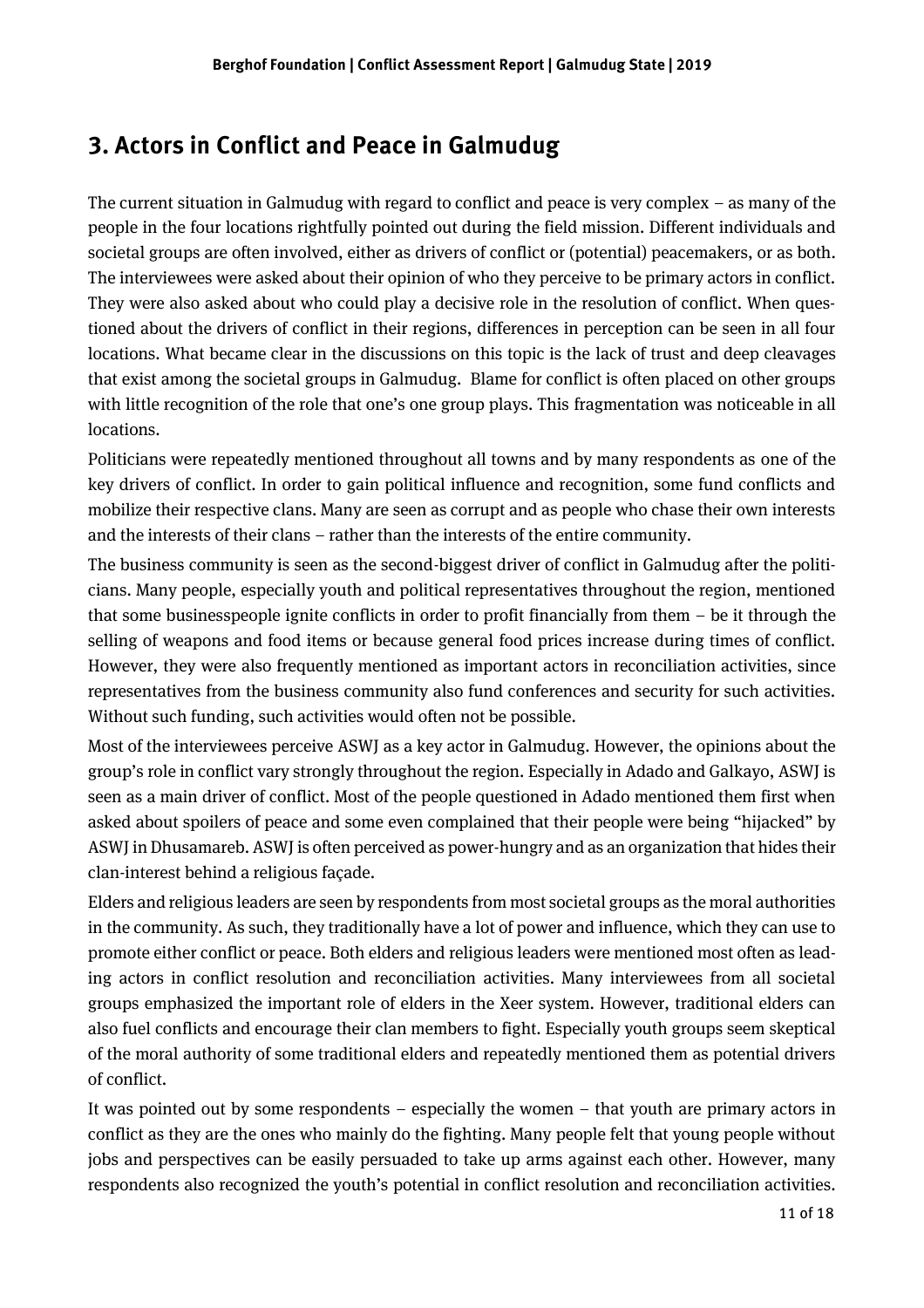## 3. Actors in Conflict and Peace in Galmudug

The current situation in Galmudug with regard to conflict and peace is very complex – as many of the people in the four locations rightfully pointed out during the field mission. Different individuals and societal groups are often involved, either as drivers of conflict or (potential) peacemakers, or as both. The interviewees were asked about their opinion of who they perceive to be primary actors in conflict. They were also asked about who could play a decisive role in the resolution of conflict. When questioned about the drivers of conflict in their regions, differences in perception can be seen in all four locations. What became clear in the discussions on this topic is the lack of trust and deep cleavages that exist among the societal groups in Galmudug. Blame for conflict is often placed on other groups with little recognition of the role that one's one group plays. This fragmentation was noticeable in all locations.

Politicians were repeatedly mentioned throughout all towns and by many respondents as one of the key drivers of conflict. In order to gain political influence and recognition, some fund conflicts and mobilize their respective clans. Many are seen as corrupt and as people who chase their own interests and the interests of their clans – rather than the interests of the entire community.

The business community is seen as the second-biggest driver of conflict in Galmudug after the politicians. Many people, especially youth and political representatives throughout the region, mentioned that some businesspeople ignite conflicts in order to profit financially from them – be it through the selling of weapons and food items or because general food prices increase during times of conflict. However, they were also frequently mentioned as important actors in reconciliation activities, since representatives from the business community also fund conferences and security for such activities. Without such funding, such activities would often not be possible.

Most of the interviewees perceive ASWJ as a key actor in Galmudug. However, the opinions about the group's role in conflict vary strongly throughout the region. Especially in Adado and Galkayo, ASWJ is seen as a main driver of conflict. Most of the people questioned in Adado mentioned them first when asked about spoilers of peace and some even complained that their people were being "hijacked" by ASWJ in Dhusamareb. ASWJ is often perceived as power-hungry and as an organization that hides their clan-interest behind a religious façade.

Elders and religious leaders are seen by respondents from most societal groups as the moral authorities in the community. As such, they traditionally have a lot of power and influence, which they can use to promote either conflict or peace. Both elders and religious leaders were mentioned most often as leading actors in conflict resolution and reconciliation activities. Many interviewees from all societal groups emphasized the important role of elders in the Xeer system. However, traditional elders can also fuel conflicts and encourage their clan members to fight. Especially youth groups seem skeptical of the moral authority of some traditional elders and repeatedly mentioned them as potential drivers of conflict.

It was pointed out by some respondents – especially the women – that youth are primary actors in conflict as they are the ones who mainly do the fighting. Many people felt that young people without jobs and perspectives can be easily persuaded to take up arms against each other. However, many respondents also recognized the youth's potential in conflict resolution and reconciliation activities.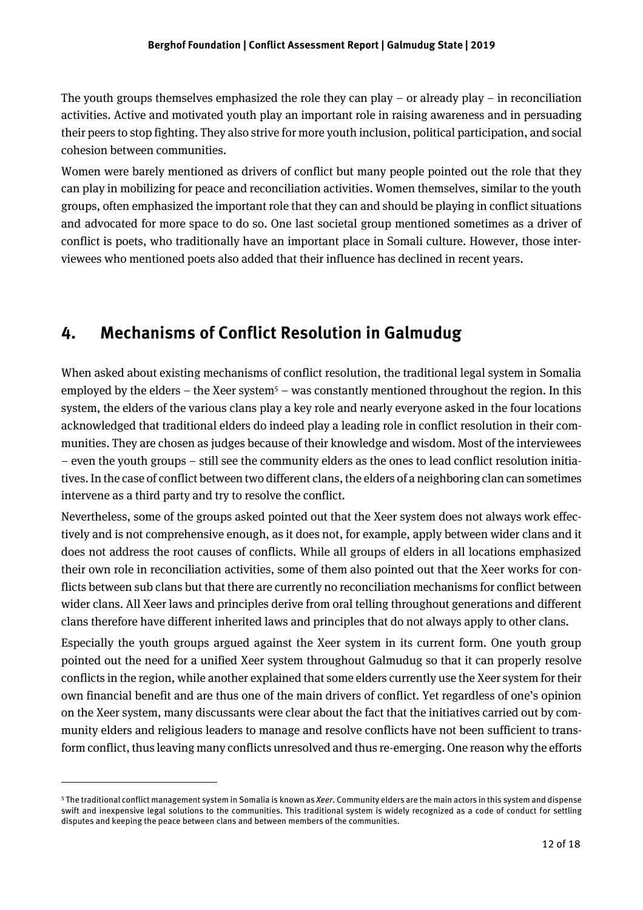The youth groups themselves emphasized the role they can play – or already play – in reconciliation activities. Active and motivated youth play an important role in raising awareness and in persuading their peers to stop fighting. They also strive for more youth inclusion, political participation, and social cohesion between communities.

Women were barely mentioned as drivers of conflict but many people pointed out the role that they can play in mobilizing for peace and reconciliation activities. Women themselves, similar to the youth groups, often emphasized the important role that they can and should be playing in conflict situations and advocated for more space to do so. One last societal group mentioned sometimes as a driver of conflict is poets, who traditionally have an important place in Somali culture. However, those interviewees who mentioned poets also added that their influence has declined in recent years.

## 4. Mechanisms of Conflict Resolution in Galmudug

When asked about existing mechanisms of conflict resolution, the traditional legal system in Somalia employed by the elders – the Xeer system[5] – was constantly mentioned throughout the region. In this system, the elders of the various clans play a key role and nearly everyone asked in the four locations acknowledged that traditional elders do indeed play a leading role in conflict resolution in their communities. They are chosen as judges because of their knowledge and wisdom. Most of the interviewees – even the youth groups – still see the community elders as the ones to lead conflict resolution initiatives. In the case of conflict between two different clans, the elders of a neighboring clan can sometimes intervene as a third party and try to resolve the conflict.

Nevertheless, some of the groups asked pointed out that the Xeer system does not always work effectively and is not comprehensive enough, as it does not, for example, apply between wider clans and it does not address the root causes of conflicts. While all groups of elders in all locations emphasized their own role in reconciliation activities, some of them also pointed out that the Xeer works for conflicts between sub clans but that there are currently no reconciliation mechanisms for conflict between wider clans. All Xeer laws and principles derive from oral telling throughout generations and different clans therefore have different inherited laws and principles that do not always apply to other clans.

Especially the youth groups argued against the Xeer system in its current form. One youth group pointed out the need for a unified Xeer system throughout Galmudug so that it can properly resolve conflicts in the region, while another explained that some elders currently use the Xeer system for their own financial benefit and are thus one of the main drivers of conflict. Yet regardless of one's opinion on the Xeer system, many discussants were clear about the fact that the initiatives carried out by community elders and religious leaders to manage and resolve conflicts have not been sufficient to transform conflict, thus leaving many conflicts unresolved and thus re-emerging. One reason why the efforts

[5] The traditional conflict management system in Somalia is known as *Xeer*. Community elders are the main actors in this system and dispense swift and inexpensive legal solutions to the communities. This traditional system is widely recognized as a code of conduct for settling disputes and keeping the peace between clans and between members of the communities.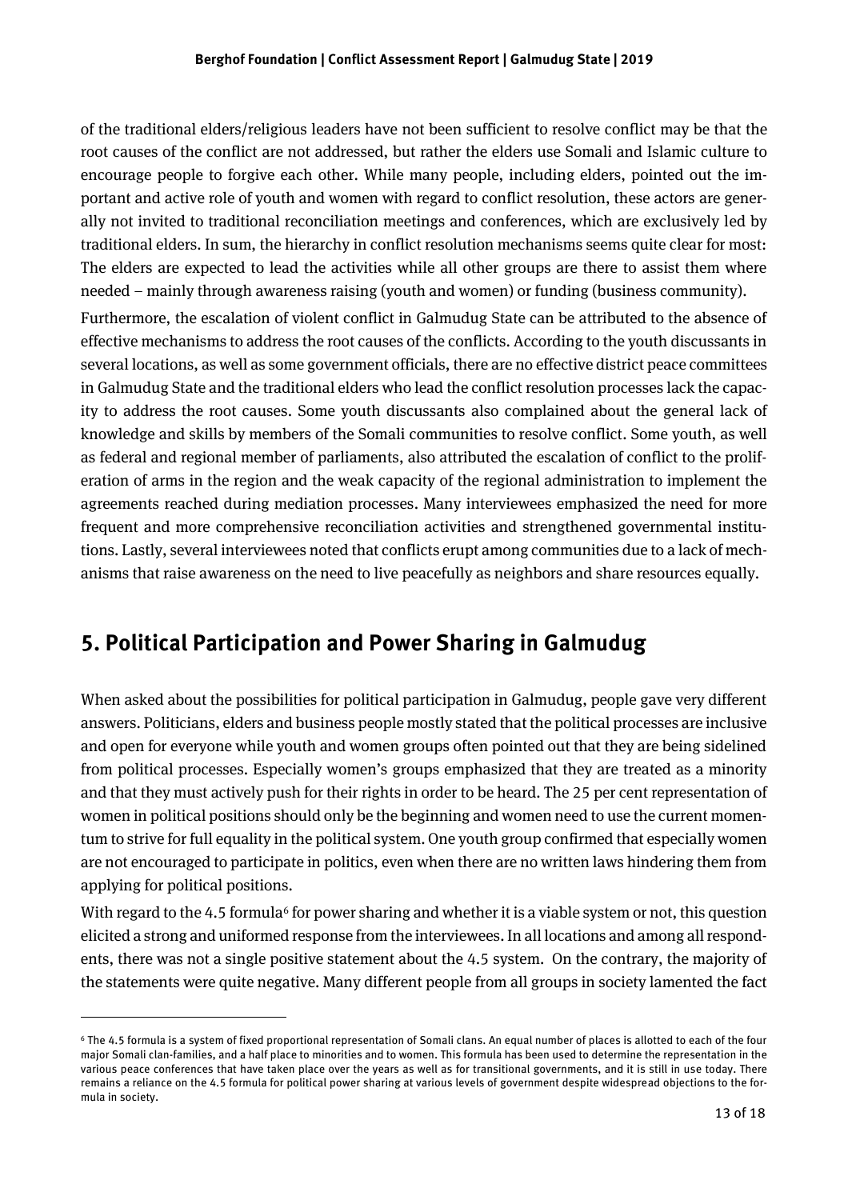of the traditional elders/religious leaders have not been sufficient to resolve conflict may be that the root causes of the conflict are not addressed, but rather the elders use Somali and Islamic culture to encourage people to forgive each other. While many people, including elders, pointed out the important and active role of youth and women with regard to conflict resolution, these actors are generally not invited to traditional reconciliation meetings and conferences, which are exclusively led by traditional elders. In sum, the hierarchy in conflict resolution mechanisms seems quite clear for most: The elders are expected to lead the activities while all other groups are there to assist them where needed – mainly through awareness raising (youth and women) or funding (business community).

Furthermore, the escalation of violent conflict in Galmudug State can be attributed to the absence of effective mechanisms to address the root causes of the conflicts. According to the youth discussants in several locations, as well as some government officials, there are no effective district peace committees in Galmudug State and the traditional elders who lead the conflict resolution processes lack the capacity to address the root causes. Some youth discussants also complained about the general lack of knowledge and skills by members of the Somali communities to resolve conflict. Some youth, as well as federal and regional member of parliaments, also attributed the escalation of conflict to the proliferation of arms in the region and the weak capacity of the regional administration to implement the agreements reached during mediation processes. Many interviewees emphasized the need for more frequent and more comprehensive reconciliation activities and strengthened governmental institutions. Lastly, several interviewees noted that conflicts erupt among communities due to a lack of mechanisms that raise awareness on the need to live peacefully as neighbors and share resources equally.

## 5. Political Participation and Power Sharing in Galmudug

When asked about the possibilities for political participation in Galmudug, people gave very different answers. Politicians, elders and business people mostly stated that the political processes are inclusive and open for everyone while youth and women groups often pointed out that they are being sidelined from political processes. Especially women's groups emphasized that they are treated as a minority and that they must actively push for their rights in order to be heard. The 25 per cent representation of women in political positions should only be the beginning and women need to use the current momentum to strive for full equality in the political system. One youth group confirmed that especially women are not encouraged to participate in politics, even when there are no written laws hindering them from applying for political positions.

With regard to the 4.5 formula[6] for power sharing and whether it is a viable system or not, this question elicited a strong and uniformed response from the interviewees. In all locations and among all respondents, there was not a single positive statement about the 4.5 system. On the contrary, the majority of the statements were quite negative. Many different people from all groups in society lamented the fact

[6] The 4.5 formula is a system of fixed proportional representation of Somali clans. An equal number of places is allotted to each of the four major Somali clan-families, and a half place to minorities and to women. This formula has been used to determine the representation in the various peace conferences that have taken place over the years as well as for transitional governments, and it is still in use today. There remains a reliance on the 4.5 formula for political power sharing at various levels of government despite widespread objections to the formula in society.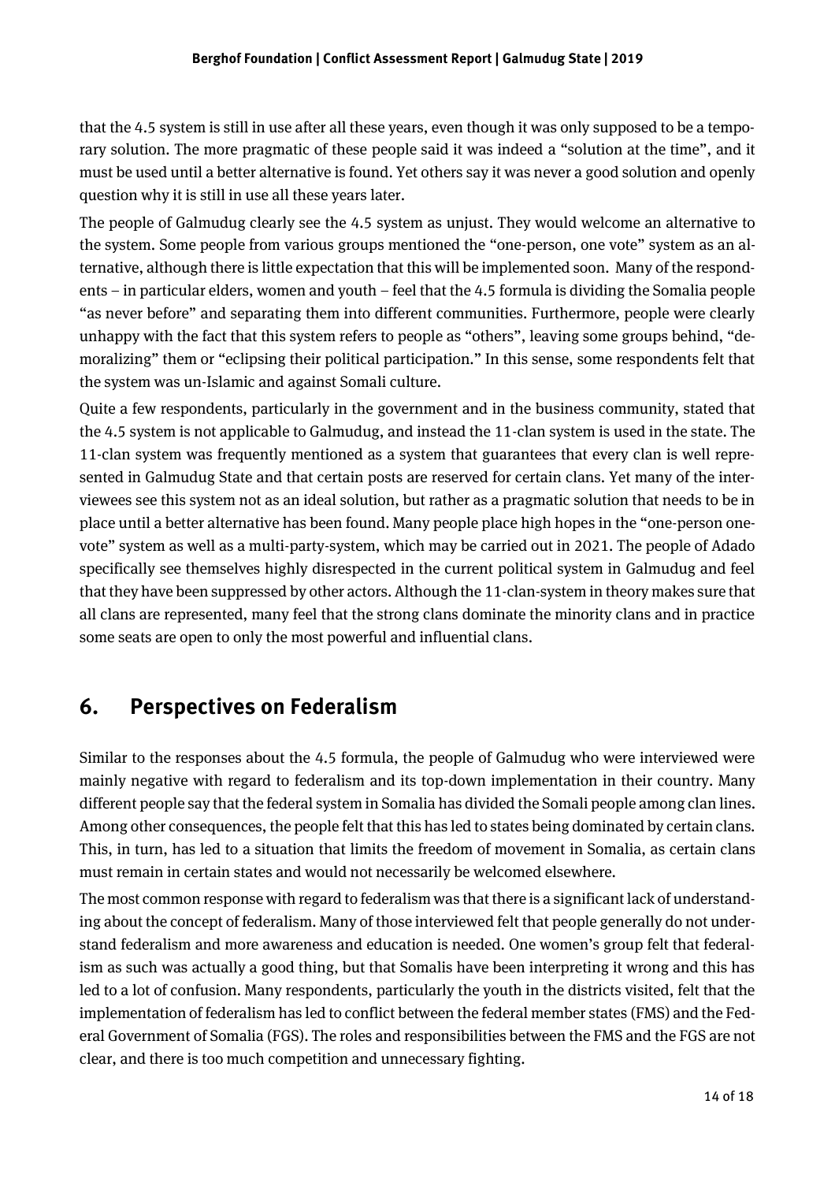that the 4.5 system is still in use after all these years, even though it was only supposed to be a temporary solution. The more pragmatic of these people said it was indeed a "solution at the time", and it must be used until a better alternative is found. Yet others say it was never a good solution and openly question why it is still in use all these years later.

The people of Galmudug clearly see the 4.5 system as unjust. They would welcome an alternative to the system. Some people from various groups mentioned the "one-person, one vote" system as an alternative, although there is little expectation that this will be implemented soon. Many of the respondents – in particular elders, women and youth – feel that the 4.5 formula is dividing the Somalia people "as never before" and separating them into different communities. Furthermore, people were clearly unhappy with the fact that this system refers to people as "others", leaving some groups behind, "demoralizing" them or "eclipsing their political participation." In this sense, some respondents felt that the system was un-Islamic and against Somali culture.

Quite a few respondents, particularly in the government and in the business community, stated that the 4.5 system is not applicable to Galmudug, and instead the 11-clan system is used in the state. The 11-clan system was frequently mentioned as a system that guarantees that every clan is well represented in Galmudug State and that certain posts are reserved for certain clans. Yet many of the interviewees see this system not as an ideal solution, but rather as a pragmatic solution that needs to be in place until a better alternative has been found. Many people place high hopes in the "one-person one-vote" system as well as a multi-party-system, which may be carried out in 2021. The people of Adado specifically see themselves highly disrespected in the current political system in Galmudug and feel that they have been suppressed by other actors. Although the 11-clan-system in theory makes sure that all clans are represented, many feel that the strong clans dominate the minority clans and in practice some seats are open to only the most powerful and influential clans.

## 6. Perspectives on Federalism

Similar to the responses about the 4.5 formula, the people of Galmudug who were interviewed were mainly negative with regard to federalism and its top-down implementation in their country. Many different people say that the federal system in Somalia has divided the Somali people among clan lines. Among other consequences, the people felt that this has led to states being dominated by certain clans. This, in turn, has led to a situation that limits the freedom of movement in Somalia, as certain clans must remain in certain states and would not necessarily be welcomed elsewhere.

The most common response with regard to federalism was that there is a significant lack of understanding about the concept of federalism. Many of those interviewed felt that people generally do not understand federalism and more awareness and education is needed. One women's group felt that federalism as such was actually a good thing, but that Somalis have been interpreting it wrong and this has led to a lot of confusion. Many respondents, particularly the youth in the districts visited, felt that the implementation of federalism has led to conflict between the federal member states (FMS) and the Federal Government of Somalia (FGS). The roles and responsibilities between the FMS and the FGS are not clear, and there is too much competition and unnecessary fighting.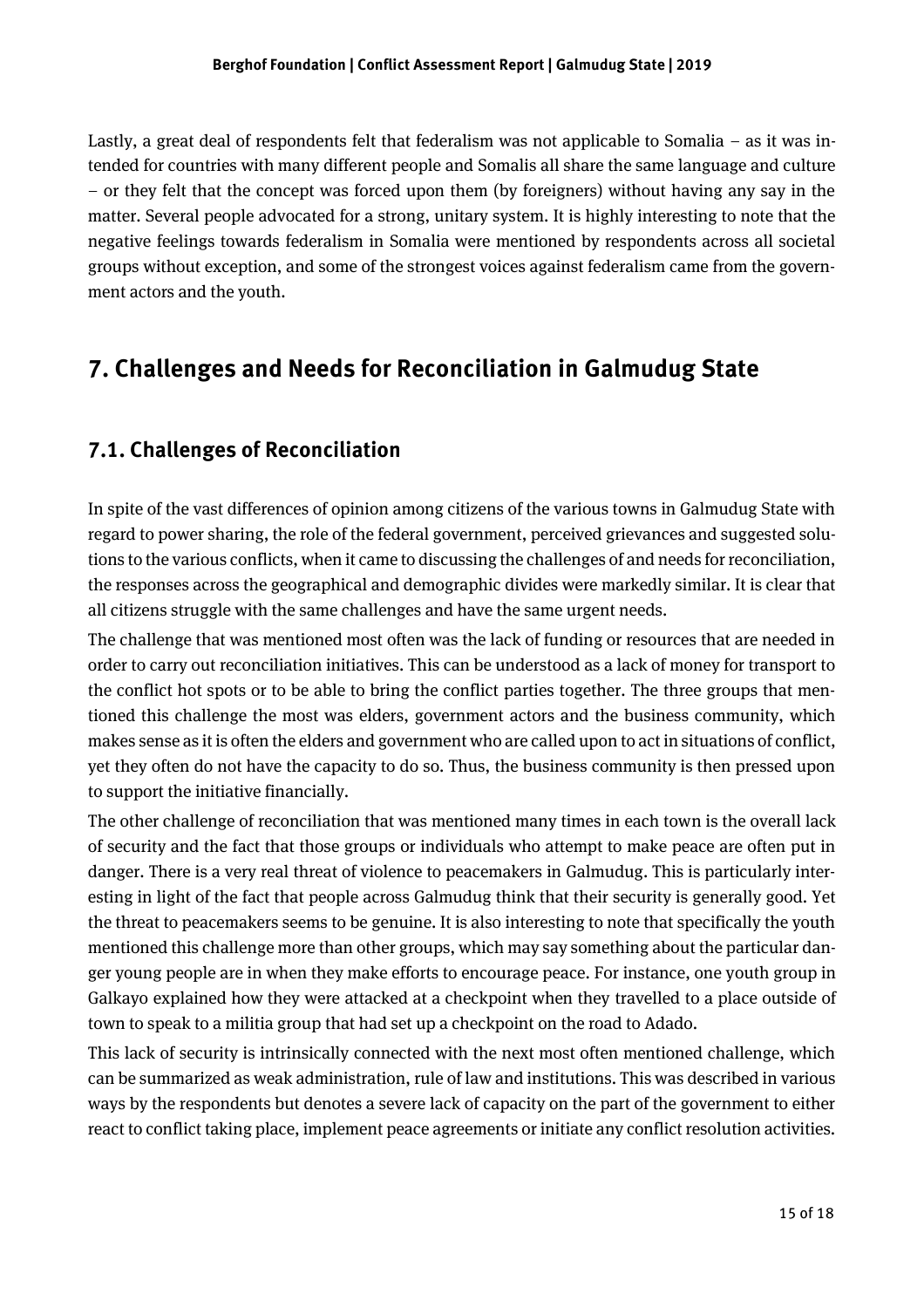Lastly, a great deal of respondents felt that federalism was not applicable to Somalia – as it was intended for countries with many different people and Somalis all share the same language and culture – or they felt that the concept was forced upon them (by foreigners) without having any say in the matter. Several people advocated for a strong, unitary system. It is highly interesting to note that the negative feelings towards federalism in Somalia were mentioned by respondents across all societal groups without exception, and some of the strongest voices against federalism came from the government actors and the youth.

# 7. Challenges and Needs for Reconciliation in Galmudug State

## 7.1. Challenges of Reconciliation

In spite of the vast differences of opinion among citizens of the various towns in Galmudug State with regard to power sharing, the role of the federal government, perceived grievances and suggested solutions to the various conflicts, when it came to discussing the challenges of and needs for reconciliation, the responses across the geographical and demographic divides were markedly similar. It is clear that all citizens struggle with the same challenges and have the same urgent needs.

The challenge that was mentioned most often was the lack of funding or resources that are needed in order to carry out reconciliation initiatives. This can be understood as a lack of money for transport to the conflict hot spots or to be able to bring the conflict parties together. The three groups that mentioned this challenge the most was elders, government actors and the business community, which makes sense as it is often the elders and government who are called upon to act in situations of conflict, yet they often do not have the capacity to do so. Thus, the business community is then pressed upon to support the initiative financially.

The other challenge of reconciliation that was mentioned many times in each town is the overall lack of security and the fact that those groups or individuals who attempt to make peace are often put in danger. There is a very real threat of violence to peacemakers in Galmudug. This is particularly interesting in light of the fact that people across Galmudug think that their security is generally good. Yet the threat to peacemakers seems to be genuine. It is also interesting to note that specifically the youth mentioned this challenge more than other groups, which may say something about the particular danger young people are in when they make efforts to encourage peace. For instance, one youth group in Galkayo explained how they were attacked at a checkpoint when they travelled to a place outside of town to speak to a militia group that had set up a checkpoint on the road to Adado.

This lack of security is intrinsically connected with the next most often mentioned challenge, which can be summarized as weak administration, rule of law and institutions. This was described in various ways by the respondents but denotes a severe lack of capacity on the part of the government to either react to conflict taking place, implement peace agreements or initiate any conflict resolution activities.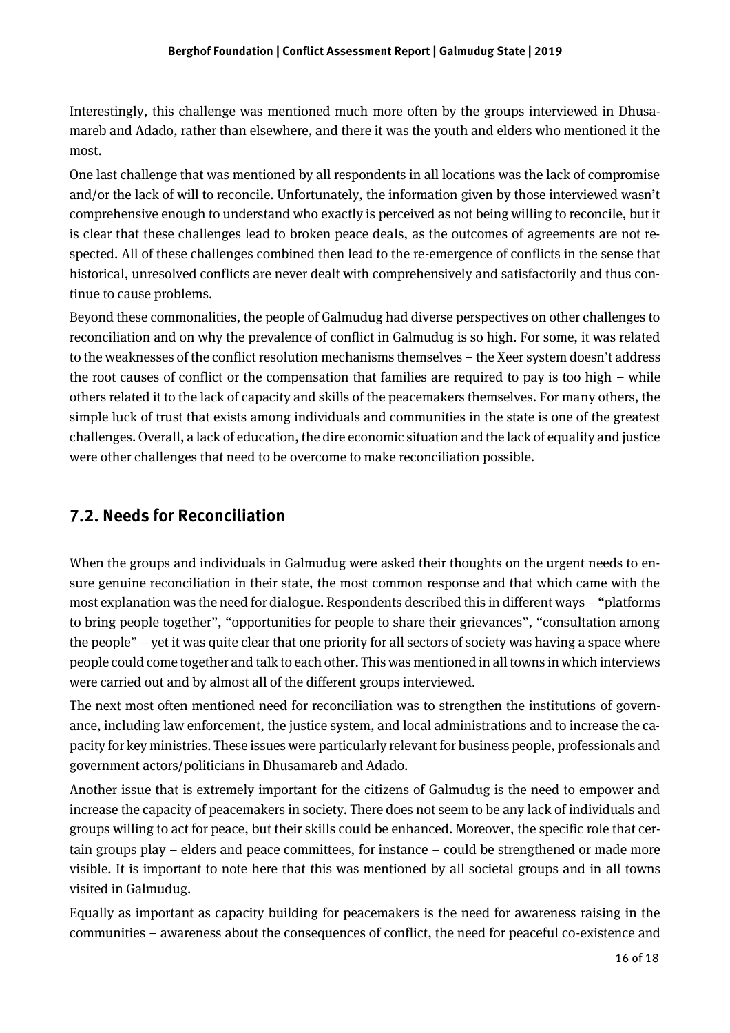Interestingly, this challenge was mentioned much more often by the groups interviewed in Dhusamareb and Adado, rather than elsewhere, and there it was the youth and elders who mentioned it the most.

One last challenge that was mentioned by all respondents in all locations was the lack of compromise and/or the lack of will to reconcile. Unfortunately, the information given by those interviewed wasn't comprehensive enough to understand who exactly is perceived as not being willing to reconcile, but it is clear that these challenges lead to broken peace deals, as the outcomes of agreements are not respected. All of these challenges combined then lead to the re-emergence of conflicts in the sense that historical, unresolved conflicts are never dealt with comprehensively and satisfactorily and thus continue to cause problems.

Beyond these commonalities, the people of Galmudug had diverse perspectives on other challenges to reconciliation and on why the prevalence of conflict in Galmudug is so high. For some, it was related to the weaknesses of the conflict resolution mechanisms themselves – the Xeer system doesn't address the root causes of conflict or the compensation that families are required to pay is too high – while others related it to the lack of capacity and skills of the peacemakers themselves. For many others, the simple luck of trust that exists among individuals and communities in the state is one of the greatest challenges. Overall, a lack of education, the dire economic situation and the lack of equality and justice were other challenges that need to be overcome to make reconciliation possible.

## 7.2. Needs for Reconciliation

When the groups and individuals in Galmudug were asked their thoughts on the urgent needs to ensure genuine reconciliation in their state, the most common response and that which came with the most explanation was the need for dialogue. Respondents described this in different ways – "platforms to bring people together", "opportunities for people to share their grievances", "consultation among the people" – yet it was quite clear that one priority for all sectors of society was having a space where people could come together and talk to each other. This was mentioned in all towns in which interviews were carried out and by almost all of the different groups interviewed.

The next most often mentioned need for reconciliation was to strengthen the institutions of governance, including law enforcement, the justice system, and local administrations and to increase the capacity for key ministries. These issues were particularly relevant for business people, professionals and government actors/politicians in Dhusamareb and Adado.

Another issue that is extremely important for the citizens of Galmudug is the need to empower and increase the capacity of peacemakers in society. There does not seem to be any lack of individuals and groups willing to act for peace, but their skills could be enhanced. Moreover, the specific role that certain groups play – elders and peace committees, for instance – could be strengthened or made more visible. It is important to note here that this was mentioned by all societal groups and in all towns visited in Galmudug.

Equally as important as capacity building for peacemakers is the need for awareness raising in the communities – awareness about the consequences of conflict, the need for peaceful co-existence and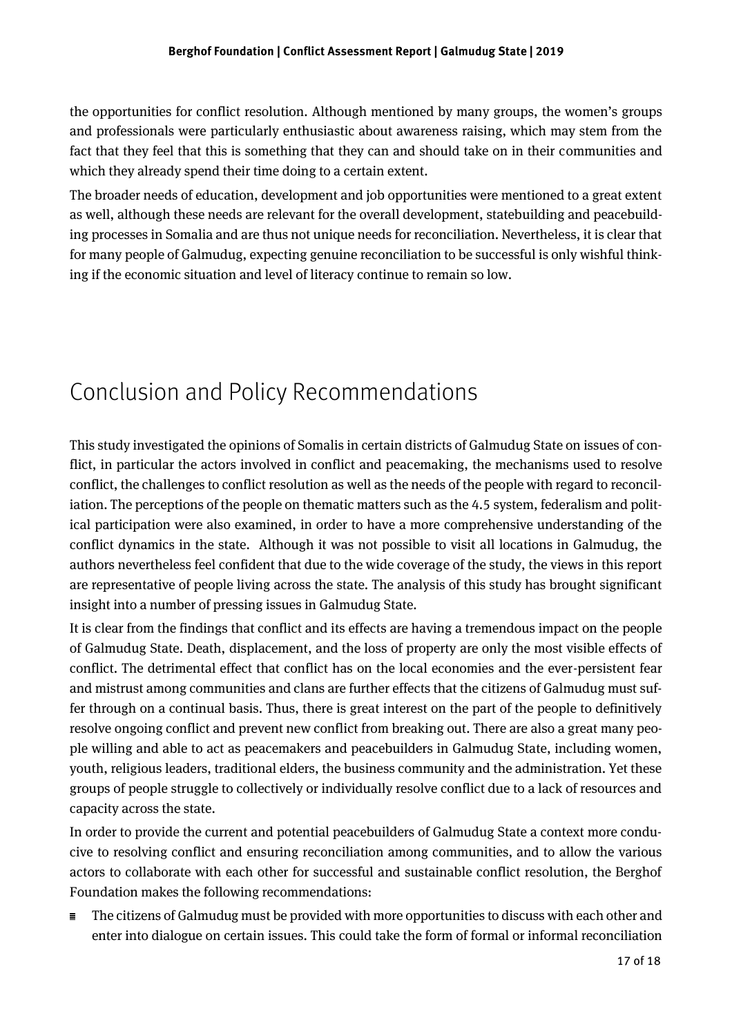the opportunities for conflict resolution. Although mentioned by many groups, the women's groups and professionals were particularly enthusiastic about awareness raising, which may stem from the fact that they feel that this is something that they can and should take on in their communities and which they already spend their time doing to a certain extent.

The broader needs of education, development and job opportunities were mentioned to a great extent as well, although these needs are relevant for the overall development, statebuilding and peacebuilding processes in Somalia and are thus not unique needs for reconciliation. Nevertheless, it is clear that for many people of Galmudug, expecting genuine reconciliation to be successful is only wishful thinking if the economic situation and level of literacy continue to remain so low.

# Conclusion and Policy Recommendations

This study investigated the opinions of Somalis in certain districts of Galmudug State on issues of conflict, in particular the actors involved in conflict and peacemaking, the mechanisms used to resolve conflict, the challenges to conflict resolution as well as the needs of the people with regard to reconciliation. The perceptions of the people on thematic matters such as the 4.5 system, federalism and political participation were also examined, in order to have a more comprehensive understanding of the conflict dynamics in the state. Although it was not possible to visit all locations in Galmudug, the authors nevertheless feel confident that due to the wide coverage of the study, the views in this report are representative of people living across the state. The analysis of this study has brought significant insight into a number of pressing issues in Galmudug State.

It is clear from the findings that conflict and its effects are having a tremendous impact on the people of Galmudug State. Death, displacement, and the loss of property are only the most visible effects of conflict. The detrimental effect that conflict has on the local economies and the ever-persistent fear and mistrust among communities and clans are further effects that the citizens of Galmudug must suffer through on a continual basis. Thus, there is great interest on the part of the people to definitively resolve ongoing conflict and prevent new conflict from breaking out. There are also a great many people willing and able to act as peacemakers and peacebuilders in Galmudug State, including women, youth, religious leaders, traditional elders, the business community and the administration. Yet these groups of people struggle to collectively or individually resolve conflict due to a lack of resources and capacity across the state.

In order to provide the current and potential peacebuilders of Galmudug State a context more conducive to resolving conflict and ensuring reconciliation among communities, and to allow the various actors to collaborate with each other for successful and sustainable conflict resolution, the Berghof Foundation makes the following recommendations:

- The citizens of Galmudug must be provided with more opportunities to discuss with each other and enter into dialogue on certain issues. This could take the form of formal or informal reconciliation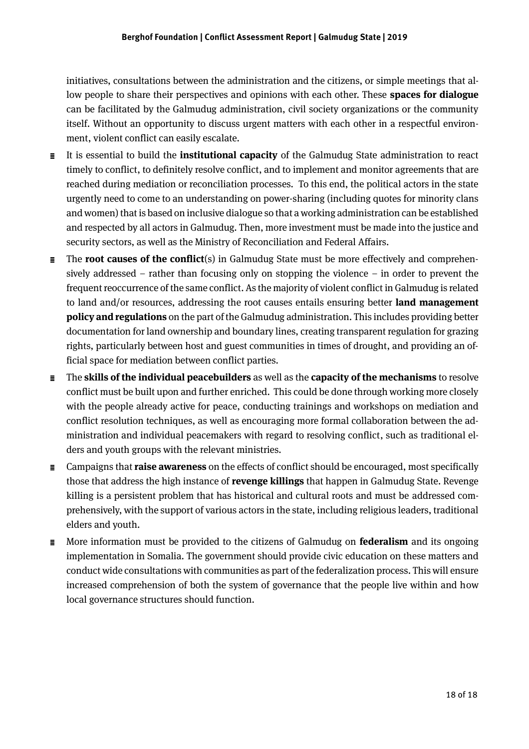initiatives, consultations between the administration and the citizens, or simple meetings that allow people to share their perspectives and opinions with each other. These **spaces for dialogue** can be facilitated by the Galmudug administration, civil society organizations or the community itself. Without an opportunity to discuss urgent matters with each other in a respectful environment, violent conflict can easily escalate.

- It is essential to build the **institutional capacity** of the Galmudug State administration to react timely to conflict, to definitely resolve conflict, and to implement and monitor agreements that are reached during mediation or reconciliation processes. To this end, the political actors in the state urgently need to come to an understanding on power-sharing (including quotes for minority clans and women) that is based on inclusive dialogue so that a working administration can be established and respected by all actors in Galmudug. Then, more investment must be made into the justice and security sectors, as well as the Ministry of Reconciliation and Federal Affairs.
- The **root causes of the conflict**(s) in Galmudug State must be more effectively and comprehensively addressed – rather than focusing only on stopping the violence – in order to prevent the frequent reoccurrence of the same conflict. As the majority of violent conflict in Galmudug is related to land and/or resources, addressing the root causes entails ensuring better **land management policy and regulations** on the part of the Galmudug administration. This includes providing better documentation for land ownership and boundary lines, creating transparent regulation for grazing rights, particularly between host and guest communities in times of drought, and providing an official space for mediation between conflict parties.
- The **skills of the individual peacebuilders** as well as the **capacity of the mechanisms** to resolve conflict must be built upon and further enriched. This could be done through working more closely with the people already active for peace, conducting trainings and workshops on mediation and conflict resolution techniques, as well as encouraging more formal collaboration between the administration and individual peacemakers with regard to resolving conflict, such as traditional elders and youth groups with the relevant ministries.
- Campaigns that **raise awareness** on the effects of conflict should be encouraged, most specifically those that address the high instance of **revenge killings** that happen in Galmudug State. Revenge killing is a persistent problem that has historical and cultural roots and must be addressed comprehensively, with the support of various actors in the state, including religious leaders, traditional elders and youth.
- More information must be provided to the citizens of Galmudug on **federalism** and its ongoing implementation in Somalia. The government should provide civic education on these matters and conduct wide consultations with communities as part of the federalization process. This will ensure increased comprehension of both the system of governance that the people live within and how local governance structures should function.